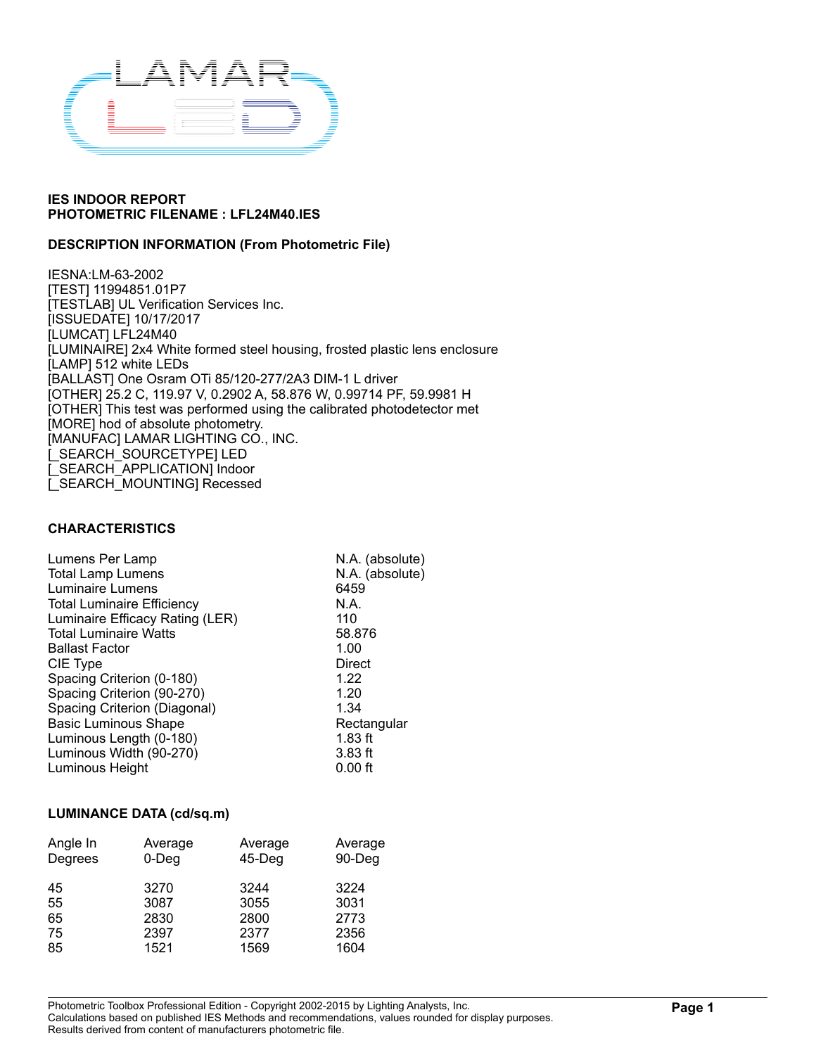**IES INDOOR REPORT**
**PHOTOMETRIC FILENAME : LFL24M40.IES**

**DESCRIPTION INFORMATION (From Photometric File)**

IESNA:LM-63-2002
[TEST] 11994851.01P7
[TESTLAB] UL Verification Services Inc.
[ISSUEDATE] 10/17/2017
[LUMCAT] LFL24M40
[LUMINAIRE] 2x4 White formed steel housing, frosted plastic lens enclosure
[LAMP] 512 white LEDs
[BALLAST] One Osram OTi 85/120-277/2A3 DIM-1 L driver
[OTHER] 25.2 C, 119.97 V, 0.2902 A, 58.876 W, 0.99714 PF, 59.9981 H
[OTHER] This test was performed using the calibrated photodetector met
[MORE] hod of absolute photometry.
[MANUFAC] LAMAR LIGHTING CO., INC.
[_SEARCH_SOURCETYPE] LED
[_SEARCH_APPLICATION] Indoor
[_SEARCH_MOUNTING] Recessed

**CHARACTERISTICS**

| | |
|---|---|
| Lumens Per Lamp | N.A. (absolute) |
| Total Lamp Lumens | N.A. (absolute) |
| Luminaire Lumens | 6459 |
| Total Luminaire Efficiency | N.A. |
| Luminaire Efficacy Rating (LER) | 110 |
| Total Luminaire Watts | 58.876 |
| Ballast Factor | 1.00 |
| CIE Type | Direct |
| Spacing Criterion (0-180) | 1.22 |
| Spacing Criterion (90-270) | 1.20 |
| Spacing Criterion (Diagonal) | 1.34 |
| Basic Luminous Shape | Rectangular |
| Luminous Length (0-180) | 1.83 ft |
| Luminous Width (90-270) | 3.83 ft |
| Luminous Height | 0.00 ft |

**LUMINANCE DATA (cd/sq.m)**

| Angle In Degrees | Average 0-Deg | Average 45-Deg | Average 90-Deg |
|---|---|---|---|
| 45 | 3270 | 3244 | 3224 |
| 55 | 3087 | 3055 | 3031 |
| 65 | 2830 | 2800 | 2773 |
| 75 | 2397 | 2377 | 2356 |
| 85 | 1521 | 1569 | 1604 |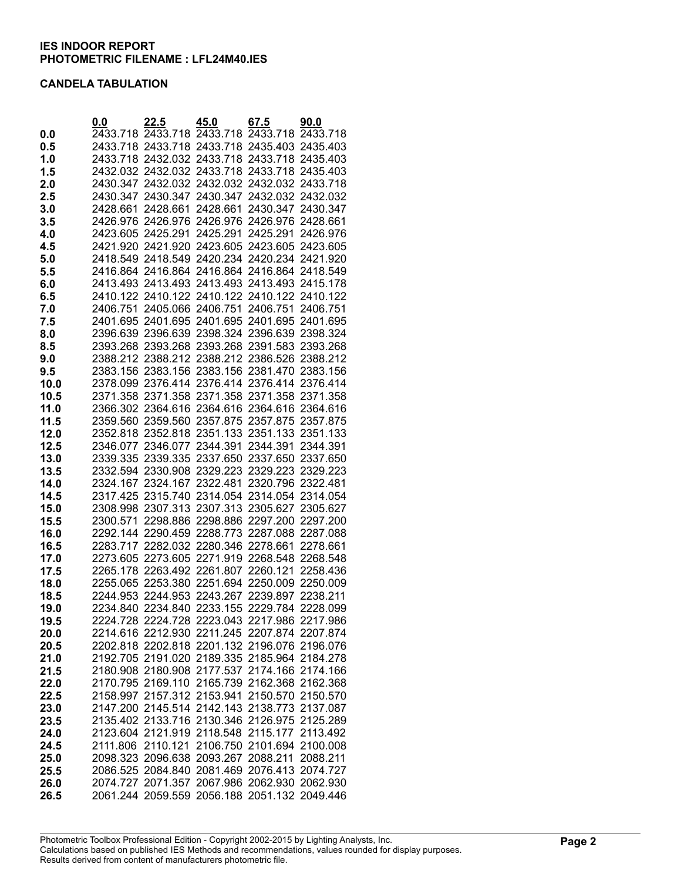**IES INDOOR REPORT**
**PHOTOMETRIC FILENAME : LFL24M40.IES**

**CANDELA TABULATION**

| | 0.0 | 22.5 | 45.0 | 67.5 | 90.0 |
|---|---|---|---|---|---|
| **0.0** | 2433.718 | 2433.718 | 2433.718 | 2433.718 | 2433.718 |
| **0.5** | 2433.718 | 2433.718 | 2433.718 | 2435.403 | 2435.403 |
| **1.0** | 2433.718 | 2432.032 | 2433.718 | 2433.718 | 2435.403 |
| **1.5** | 2432.032 | 2432.032 | 2433.718 | 2433.718 | 2435.403 |
| **2.0** | 2430.347 | 2432.032 | 2432.032 | 2432.032 | 2433.718 |
| **2.5** | 2430.347 | 2430.347 | 2430.347 | 2432.032 | 2432.032 |
| **3.0** | 2428.661 | 2428.661 | 2428.661 | 2430.347 | 2430.347 |
| **3.5** | 2426.976 | 2426.976 | 2426.976 | 2426.976 | 2428.661 |
| **4.0** | 2423.605 | 2425.291 | 2425.291 | 2425.291 | 2426.976 |
| **4.5** | 2421.920 | 2421.920 | 2423.605 | 2423.605 | 2423.605 |
| **5.0** | 2418.549 | 2418.549 | 2420.234 | 2420.234 | 2421.920 |
| **5.5** | 2416.864 | 2416.864 | 2416.864 | 2416.864 | 2418.549 |
| **6.0** | 2413.493 | 2413.493 | 2413.493 | 2413.493 | 2415.178 |
| **6.5** | 2410.122 | 2410.122 | 2410.122 | 2410.122 | 2410.122 |
| **7.0** | 2406.751 | 2405.066 | 2406.751 | 2406.751 | 2406.751 |
| **7.5** | 2401.695 | 2401.695 | 2401.695 | 2401.695 | 2401.695 |
| **8.0** | 2396.639 | 2396.639 | 2398.324 | 2396.639 | 2398.324 |
| **8.5** | 2393.268 | 2393.268 | 2393.268 | 2391.583 | 2393.268 |
| **9.0** | 2388.212 | 2388.212 | 2388.212 | 2386.526 | 2388.212 |
| **9.5** | 2383.156 | 2383.156 | 2383.156 | 2381.470 | 2383.156 |
| **10.0** | 2378.099 | 2376.414 | 2376.414 | 2376.414 | 2376.414 |
| **10.5** | 2371.358 | 2371.358 | 2371.358 | 2371.358 | 2371.358 |
| **11.0** | 2366.302 | 2364.616 | 2364.616 | 2364.616 | 2364.616 |
| **11.5** | 2359.560 | 2359.560 | 2357.875 | 2357.875 | 2357.875 |
| **12.0** | 2352.818 | 2352.818 | 2351.133 | 2351.133 | 2351.133 |
| **12.5** | 2346.077 | 2346.077 | 2344.391 | 2344.391 | 2344.391 |
| **13.0** | 2339.335 | 2339.335 | 2337.650 | 2337.650 | 2337.650 |
| **13.5** | 2332.594 | 2330.908 | 2329.223 | 2329.223 | 2329.223 |
| **14.0** | 2324.167 | 2324.167 | 2322.481 | 2320.796 | 2322.481 |
| **14.5** | 2317.425 | 2315.740 | 2314.054 | 2314.054 | 2314.054 |
| **15.0** | 2308.998 | 2307.313 | 2307.313 | 2305.627 | 2305.627 |
| **15.5** | 2300.571 | 2298.886 | 2298.886 | 2297.200 | 2297.200 |
| **16.0** | 2292.144 | 2290.459 | 2288.773 | 2287.088 | 2287.088 |
| **16.5** | 2283.717 | 2282.032 | 2280.346 | 2278.661 | 2278.661 |
| **17.0** | 2273.605 | 2273.605 | 2271.919 | 2268.548 | 2268.548 |
| **17.5** | 2265.178 | 2263.492 | 2261.807 | 2260.121 | 2258.436 |
| **18.0** | 2255.065 | 2253.380 | 2251.694 | 2250.009 | 2250.009 |
| **18.5** | 2244.953 | 2244.953 | 2243.267 | 2239.897 | 2238.211 |
| **19.0** | 2234.840 | 2234.840 | 2233.155 | 2229.784 | 2228.099 |
| **19.5** | 2224.728 | 2224.728 | 2223.043 | 2217.986 | 2217.986 |
| **20.0** | 2214.616 | 2212.930 | 2211.245 | 2207.874 | 2207.874 |
| **20.5** | 2202.818 | 2202.818 | 2201.132 | 2196.076 | 2196.076 |
| **21.0** | 2192.705 | 2191.020 | 2189.335 | 2185.964 | 2184.278 |
| **21.5** | 2180.908 | 2180.908 | 2177.537 | 2174.166 | 2174.166 |
| **22.0** | 2170.795 | 2169.110 | 2165.739 | 2162.368 | 2162.368 |
| **22.5** | 2158.997 | 2157.312 | 2153.941 | 2150.570 | 2150.570 |
| **23.0** | 2147.200 | 2145.514 | 2142.143 | 2138.773 | 2137.087 |
| **23.5** | 2135.402 | 2133.716 | 2130.346 | 2126.975 | 2125.289 |
| **24.0** | 2123.604 | 2121.919 | 2118.548 | 2115.177 | 2113.492 |
| **24.5** | 2111.806 | 2110.121 | 2106.750 | 2101.694 | 2100.008 |
| **25.0** | 2098.323 | 2096.638 | 2093.267 | 2088.211 | 2088.211 |
| **25.5** | 2086.525 | 2084.840 | 2081.469 | 2076.413 | 2074.727 |
| **26.0** | 2074.727 | 2071.357 | 2067.986 | 2062.930 | 2062.930 |
| **26.5** | 2061.244 | 2059.559 | 2056.188 | 2051.132 | 2049.446 |

Photometric Toolbox Professional Edition - Copyright 2002-2015 by Lighting Analysts, Inc.
Calculations based on published IES Methods and recommendations, values rounded for display purposes.
Results derived from content of manufacturers photometric file.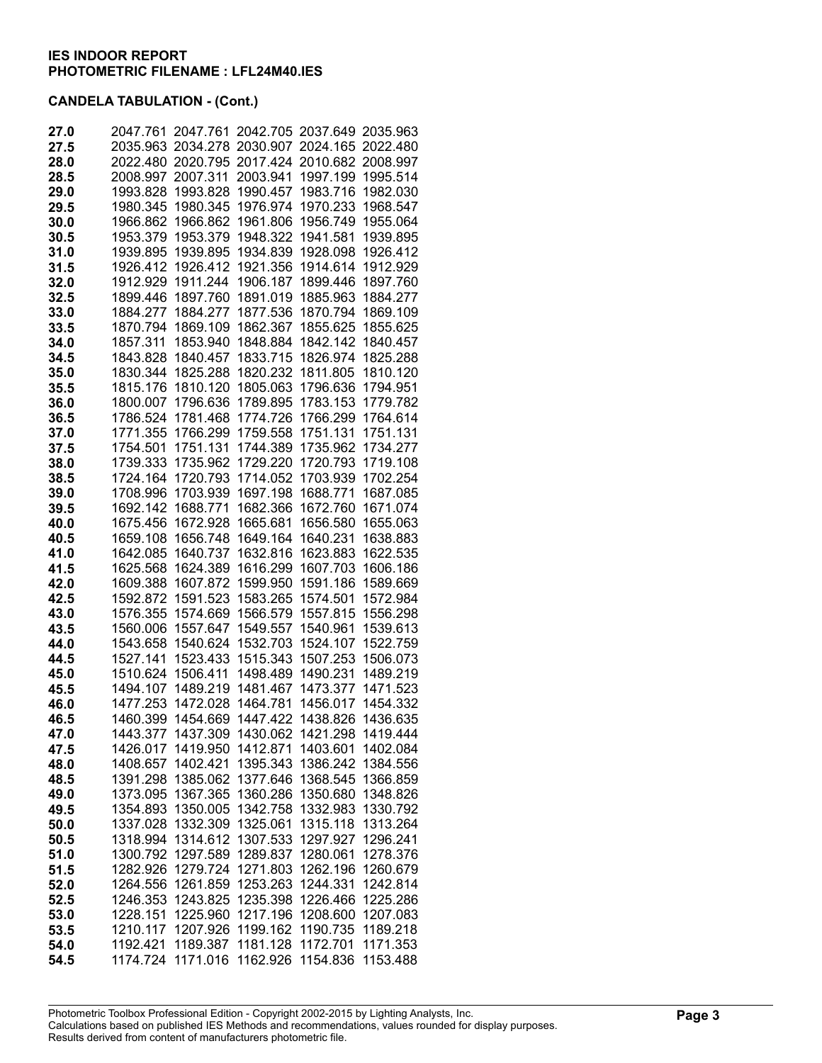**IES INDOOR REPORT**
**PHOTOMETRIC FILENAME : LFL24M40.IES**

**CANDELA TABULATION - (Cont.)**

| | | | | | |
|---|---|---|---|---|---|
| **27.0** | 2047.761 | 2047.761 | 2042.705 | 2037.649 | 2035.963 |
| **27.5** | 2035.963 | 2034.278 | 2030.907 | 2024.165 | 2022.480 |
| **28.0** | 2022.480 | 2020.795 | 2017.424 | 2010.682 | 2008.997 |
| **28.5** | 2008.997 | 2007.311 | 2003.941 | 1997.199 | 1995.514 |
| **29.0** | 1993.828 | 1993.828 | 1990.457 | 1983.716 | 1982.030 |
| **29.5** | 1980.345 | 1980.345 | 1976.974 | 1970.233 | 1968.547 |
| **30.0** | 1966.862 | 1966.862 | 1961.806 | 1956.749 | 1955.064 |
| **30.5** | 1953.379 | 1953.379 | 1948.322 | 1941.581 | 1939.895 |
| **31.0** | 1939.895 | 1939.895 | 1934.839 | 1928.098 | 1926.412 |
| **31.5** | 1926.412 | 1926.412 | 1921.356 | 1914.614 | 1912.929 |
| **32.0** | 1912.929 | 1911.244 | 1906.187 | 1899.446 | 1897.760 |
| **32.5** | 1899.446 | 1897.760 | 1891.019 | 1885.963 | 1884.277 |
| **33.0** | 1884.277 | 1884.277 | 1877.536 | 1870.794 | 1869.109 |
| **33.5** | 1870.794 | 1869.109 | 1862.367 | 1855.625 | 1855.625 |
| **34.0** | 1857.311 | 1853.940 | 1848.884 | 1842.142 | 1840.457 |
| **34.5** | 1843.828 | 1840.457 | 1833.715 | 1826.974 | 1825.288 |
| **35.0** | 1830.344 | 1825.288 | 1820.232 | 1811.805 | 1810.120 |
| **35.5** | 1815.176 | 1810.120 | 1805.063 | 1796.636 | 1794.951 |
| **36.0** | 1800.007 | 1796.636 | 1789.895 | 1783.153 | 1779.782 |
| **36.5** | 1786.524 | 1781.468 | 1774.726 | 1766.299 | 1764.614 |
| **37.0** | 1771.355 | 1766.299 | 1759.558 | 1751.131 | 1751.131 |
| **37.5** | 1754.501 | 1751.131 | 1744.389 | 1735.962 | 1734.277 |
| **38.0** | 1739.333 | 1735.962 | 1729.220 | 1720.793 | 1719.108 |
| **38.5** | 1724.164 | 1720.793 | 1714.052 | 1703.939 | 1702.254 |
| **39.0** | 1708.996 | 1703.939 | 1697.198 | 1688.771 | 1687.085 |
| **39.5** | 1692.142 | 1688.771 | 1682.366 | 1672.760 | 1671.074 |
| **40.0** | 1675.456 | 1672.928 | 1665.681 | 1656.580 | 1655.063 |
| **40.5** | 1659.108 | 1656.748 | 1649.164 | 1640.231 | 1638.883 |
| **41.0** | 1642.085 | 1640.737 | 1632.816 | 1623.883 | 1622.535 |
| **41.5** | 1625.568 | 1624.389 | 1616.299 | 1607.703 | 1606.186 |
| **42.0** | 1609.388 | 1607.872 | 1599.950 | 1591.186 | 1589.669 |
| **42.5** | 1592.872 | 1591.523 | 1583.265 | 1574.501 | 1572.984 |
| **43.0** | 1576.355 | 1574.669 | 1566.579 | 1557.815 | 1556.298 |
| **43.5** | 1560.006 | 1557.647 | 1549.557 | 1540.961 | 1539.613 |
| **44.0** | 1543.658 | 1540.624 | 1532.703 | 1524.107 | 1522.759 |
| **44.5** | 1527.141 | 1523.433 | 1515.343 | 1507.253 | 1506.073 |
| **45.0** | 1510.624 | 1506.411 | 1498.489 | 1490.231 | 1489.219 |
| **45.5** | 1494.107 | 1489.219 | 1481.467 | 1473.377 | 1471.523 |
| **46.0** | 1477.253 | 1472.028 | 1464.781 | 1456.017 | 1454.332 |
| **46.5** | 1460.399 | 1454.669 | 1447.422 | 1438.826 | 1436.635 |
| **47.0** | 1443.377 | 1437.309 | 1430.062 | 1421.298 | 1419.444 |
| **47.5** | 1426.017 | 1419.950 | 1412.871 | 1403.601 | 1402.084 |
| **48.0** | 1408.657 | 1402.421 | 1395.343 | 1386.242 | 1384.556 |
| **48.5** | 1391.298 | 1385.062 | 1377.646 | 1368.545 | 1366.859 |
| **49.0** | 1373.095 | 1367.365 | 1360.286 | 1350.680 | 1348.826 |
| **49.5** | 1354.893 | 1350.005 | 1342.758 | 1332.983 | 1330.792 |
| **50.0** | 1337.028 | 1332.309 | 1325.061 | 1315.118 | 1313.264 |
| **50.5** | 1318.994 | 1314.612 | 1307.533 | 1297.927 | 1296.241 |
| **51.0** | 1300.792 | 1297.589 | 1289.837 | 1280.061 | 1278.376 |
| **51.5** | 1282.926 | 1279.724 | 1271.803 | 1262.196 | 1260.679 |
| **52.0** | 1264.556 | 1261.859 | 1253.263 | 1244.331 | 1242.814 |
| **52.5** | 1246.353 | 1243.825 | 1235.398 | 1226.466 | 1225.286 |
| **53.0** | 1228.151 | 1225.960 | 1217.196 | 1208.600 | 1207.083 |
| **53.5** | 1210.117 | 1207.926 | 1199.162 | 1190.735 | 1189.218 |
| **54.0** | 1192.421 | 1189.387 | 1181.128 | 1172.701 | 1171.353 |
| **54.5** | 1174.724 | 1171.016 | 1162.926 | 1154.836 | 1153.488 |

Photometric Toolbox Professional Edition - Copyright 2002-2015 by Lighting Analysts, Inc.
Calculations based on published IES Methods and recommendations, values rounded for display purposes.
Results derived from content of manufacturers photometric file.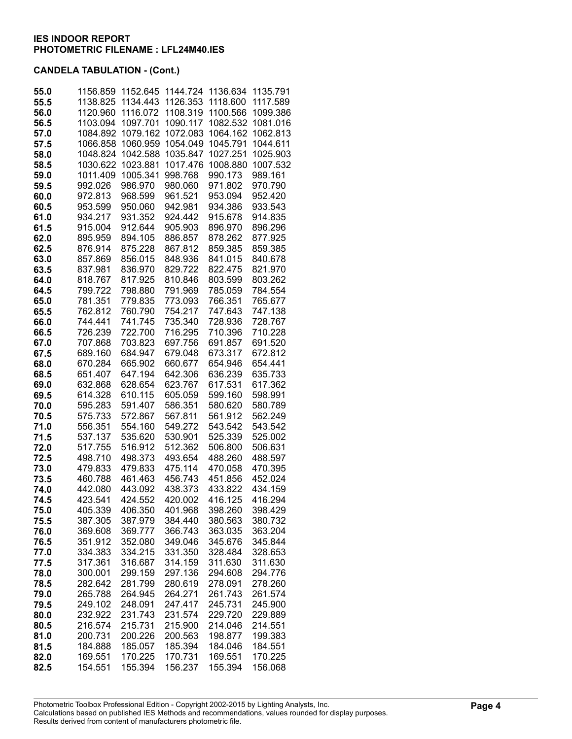**IES INDOOR REPORT**
**PHOTOMETRIC FILENAME : LFL24M40.IES**

**CANDELA TABULATION - (Cont.)**

| | | | | | |
|---|---|---|---|---|---|
| **55.0** | 1156.859 | 1152.645 | 1144.724 | 1136.634 | 1135.791 |
| **55.5** | 1138.825 | 1134.443 | 1126.353 | 1118.600 | 1117.589 |
| **56.0** | 1120.960 | 1116.072 | 1108.319 | 1100.566 | 1099.386 |
| **56.5** | 1103.094 | 1097.701 | 1090.117 | 1082.532 | 1081.016 |
| **57.0** | 1084.892 | 1079.162 | 1072.083 | 1064.162 | 1062.813 |
| **57.5** | 1066.858 | 1060.959 | 1054.049 | 1045.791 | 1044.611 |
| **58.0** | 1048.824 | 1042.588 | 1035.847 | 1027.251 | 1025.903 |
| **58.5** | 1030.622 | 1023.881 | 1017.476 | 1008.880 | 1007.532 |
| **59.0** | 1011.409 | 1005.341 | 998.768 | 990.173 | 989.161 |
| **59.5** | 992.026 | 986.970 | 980.060 | 971.802 | 970.790 |
| **60.0** | 972.813 | 968.599 | 961.521 | 953.094 | 952.420 |
| **60.5** | 953.599 | 950.060 | 942.981 | 934.386 | 933.543 |
| **61.0** | 934.217 | 931.352 | 924.442 | 915.678 | 914.835 |
| **61.5** | 915.004 | 912.644 | 905.903 | 896.970 | 896.296 |
| **62.0** | 895.959 | 894.105 | 886.857 | 878.262 | 877.925 |
| **62.5** | 876.914 | 875.228 | 867.812 | 859.385 | 859.385 |
| **63.0** | 857.869 | 856.015 | 848.936 | 841.015 | 840.678 |
| **63.5** | 837.981 | 836.970 | 829.722 | 822.475 | 821.970 |
| **64.0** | 818.767 | 817.925 | 810.846 | 803.599 | 803.262 |
| **64.5** | 799.722 | 798.880 | 791.969 | 785.059 | 784.554 |
| **65.0** | 781.351 | 779.835 | 773.093 | 766.351 | 765.677 |
| **65.5** | 762.812 | 760.790 | 754.217 | 747.643 | 747.138 |
| **66.0** | 744.441 | 741.745 | 735.340 | 728.936 | 728.767 |
| **66.5** | 726.239 | 722.700 | 716.295 | 710.396 | 710.228 |
| **67.0** | 707.868 | 703.823 | 697.756 | 691.857 | 691.520 |
| **67.5** | 689.160 | 684.947 | 679.048 | 673.317 | 672.812 |
| **68.0** | 670.284 | 665.902 | 660.677 | 654.946 | 654.441 |
| **68.5** | 651.407 | 647.194 | 642.306 | 636.239 | 635.733 |
| **69.0** | 632.868 | 628.654 | 623.767 | 617.531 | 617.362 |
| **69.5** | 614.328 | 610.115 | 605.059 | 599.160 | 598.991 |
| **70.0** | 595.283 | 591.407 | 586.351 | 580.620 | 580.789 |
| **70.5** | 575.733 | 572.867 | 567.811 | 561.912 | 562.249 |
| **71.0** | 556.351 | 554.160 | 549.272 | 543.542 | 543.542 |
| **71.5** | 537.137 | 535.620 | 530.901 | 525.339 | 525.002 |
| **72.0** | 517.755 | 516.912 | 512.362 | 506.800 | 506.631 |
| **72.5** | 498.710 | 498.373 | 493.654 | 488.260 | 488.597 |
| **73.0** | 479.833 | 479.833 | 475.114 | 470.058 | 470.395 |
| **73.5** | 460.788 | 461.463 | 456.743 | 451.856 | 452.024 |
| **74.0** | 442.080 | 443.092 | 438.373 | 433.822 | 434.159 |
| **74.5** | 423.541 | 424.552 | 420.002 | 416.125 | 416.294 |
| **75.0** | 405.339 | 406.350 | 401.968 | 398.260 | 398.429 |
| **75.5** | 387.305 | 387.979 | 384.440 | 380.563 | 380.732 |
| **76.0** | 369.608 | 369.777 | 366.743 | 363.035 | 363.204 |
| **76.5** | 351.912 | 352.080 | 349.046 | 345.676 | 345.844 |
| **77.0** | 334.383 | 334.215 | 331.350 | 328.484 | 328.653 |
| **77.5** | 317.361 | 316.687 | 314.159 | 311.630 | 311.630 |
| **78.0** | 300.001 | 299.159 | 297.136 | 294.608 | 294.776 |
| **78.5** | 282.642 | 281.799 | 280.619 | 278.091 | 278.260 |
| **79.0** | 265.788 | 264.945 | 264.271 | 261.743 | 261.574 |
| **79.5** | 249.102 | 248.091 | 247.417 | 245.731 | 245.900 |
| **80.0** | 232.922 | 231.743 | 231.574 | 229.720 | 229.889 |
| **80.5** | 216.574 | 215.731 | 215.900 | 214.046 | 214.551 |
| **81.0** | 200.731 | 200.226 | 200.563 | 198.877 | 199.383 |
| **81.5** | 184.888 | 185.057 | 185.394 | 184.046 | 184.551 |
| **82.0** | 169.551 | 170.225 | 170.731 | 169.551 | 170.225 |
| **82.5** | 154.551 | 155.394 | 156.237 | 155.394 | 156.068 |

Photometric Toolbox Professional Edition - Copyright 2002-2015 by Lighting Analysts, Inc.
Calculations based on published IES Methods and recommendations, values rounded for display purposes.
Results derived from content of manufacturers photometric file.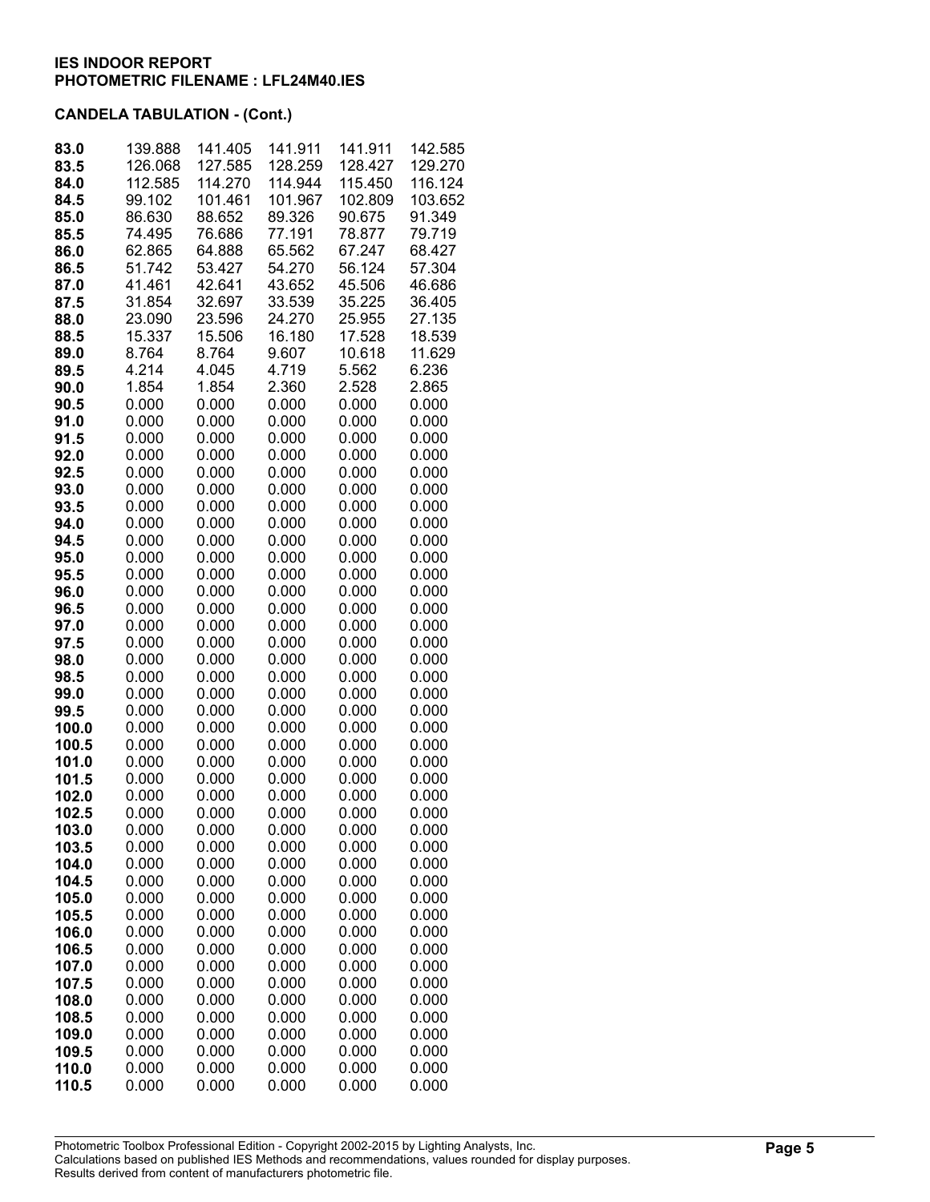**IES INDOOR REPORT**
**PHOTOMETRIC FILENAME : LFL24M40.IES**

**CANDELA TABULATION - (Cont.)**

| | | | | | |
|---|---|---|---|---|---|
| **83.0** | 139.888 | 141.405 | 141.911 | 141.911 | 142.585 |
| **83.5** | 126.068 | 127.585 | 128.259 | 128.427 | 129.270 |
| **84.0** | 112.585 | 114.270 | 114.944 | 115.450 | 116.124 |
| **84.5** | 99.102 | 101.461 | 101.967 | 102.809 | 103.652 |
| **85.0** | 86.630 | 88.652 | 89.326 | 90.675 | 91.349 |
| **85.5** | 74.495 | 76.686 | 77.191 | 78.877 | 79.719 |
| **86.0** | 62.865 | 64.888 | 65.562 | 67.247 | 68.427 |
| **86.5** | 51.742 | 53.427 | 54.270 | 56.124 | 57.304 |
| **87.0** | 41.461 | 42.641 | 43.652 | 45.506 | 46.686 |
| **87.5** | 31.854 | 32.697 | 33.539 | 35.225 | 36.405 |
| **88.0** | 23.090 | 23.596 | 24.270 | 25.955 | 27.135 |
| **88.5** | 15.337 | 15.506 | 16.180 | 17.528 | 18.539 |
| **89.0** | 8.764 | 8.764 | 9.607 | 10.618 | 11.629 |
| **89.5** | 4.214 | 4.045 | 4.719 | 5.562 | 6.236 |
| **90.0** | 1.854 | 1.854 | 2.360 | 2.528 | 2.865 |
| **90.5** | 0.000 | 0.000 | 0.000 | 0.000 | 0.000 |
| **91.0** | 0.000 | 0.000 | 0.000 | 0.000 | 0.000 |
| **91.5** | 0.000 | 0.000 | 0.000 | 0.000 | 0.000 |
| **92.0** | 0.000 | 0.000 | 0.000 | 0.000 | 0.000 |
| **92.5** | 0.000 | 0.000 | 0.000 | 0.000 | 0.000 |
| **93.0** | 0.000 | 0.000 | 0.000 | 0.000 | 0.000 |
| **93.5** | 0.000 | 0.000 | 0.000 | 0.000 | 0.000 |
| **94.0** | 0.000 | 0.000 | 0.000 | 0.000 | 0.000 |
| **94.5** | 0.000 | 0.000 | 0.000 | 0.000 | 0.000 |
| **95.0** | 0.000 | 0.000 | 0.000 | 0.000 | 0.000 |
| **95.5** | 0.000 | 0.000 | 0.000 | 0.000 | 0.000 |
| **96.0** | 0.000 | 0.000 | 0.000 | 0.000 | 0.000 |
| **96.5** | 0.000 | 0.000 | 0.000 | 0.000 | 0.000 |
| **97.0** | 0.000 | 0.000 | 0.000 | 0.000 | 0.000 |
| **97.5** | 0.000 | 0.000 | 0.000 | 0.000 | 0.000 |
| **98.0** | 0.000 | 0.000 | 0.000 | 0.000 | 0.000 |
| **98.5** | 0.000 | 0.000 | 0.000 | 0.000 | 0.000 |
| **99.0** | 0.000 | 0.000 | 0.000 | 0.000 | 0.000 |
| **99.5** | 0.000 | 0.000 | 0.000 | 0.000 | 0.000 |
| **100.0** | 0.000 | 0.000 | 0.000 | 0.000 | 0.000 |
| **100.5** | 0.000 | 0.000 | 0.000 | 0.000 | 0.000 |
| **101.0** | 0.000 | 0.000 | 0.000 | 0.000 | 0.000 |
| **101.5** | 0.000 | 0.000 | 0.000 | 0.000 | 0.000 |
| **102.0** | 0.000 | 0.000 | 0.000 | 0.000 | 0.000 |
| **102.5** | 0.000 | 0.000 | 0.000 | 0.000 | 0.000 |
| **103.0** | 0.000 | 0.000 | 0.000 | 0.000 | 0.000 |
| **103.5** | 0.000 | 0.000 | 0.000 | 0.000 | 0.000 |
| **104.0** | 0.000 | 0.000 | 0.000 | 0.000 | 0.000 |
| **104.5** | 0.000 | 0.000 | 0.000 | 0.000 | 0.000 |
| **105.0** | 0.000 | 0.000 | 0.000 | 0.000 | 0.000 |
| **105.5** | 0.000 | 0.000 | 0.000 | 0.000 | 0.000 |
| **106.0** | 0.000 | 0.000 | 0.000 | 0.000 | 0.000 |
| **106.5** | 0.000 | 0.000 | 0.000 | 0.000 | 0.000 |
| **107.0** | 0.000 | 0.000 | 0.000 | 0.000 | 0.000 |
| **107.5** | 0.000 | 0.000 | 0.000 | 0.000 | 0.000 |
| **108.0** | 0.000 | 0.000 | 0.000 | 0.000 | 0.000 |
| **108.5** | 0.000 | 0.000 | 0.000 | 0.000 | 0.000 |
| **109.0** | 0.000 | 0.000 | 0.000 | 0.000 | 0.000 |
| **109.5** | 0.000 | 0.000 | 0.000 | 0.000 | 0.000 |
| **110.0** | 0.000 | 0.000 | 0.000 | 0.000 | 0.000 |
| **110.5** | 0.000 | 0.000 | 0.000 | 0.000 | 0.000 |

Photometric Toolbox Professional Edition - Copyright 2002-2015 by Lighting Analysts, Inc.
Calculations based on published IES Methods and recommendations, values rounded for display purposes.
Results derived from content of manufacturers photometric file.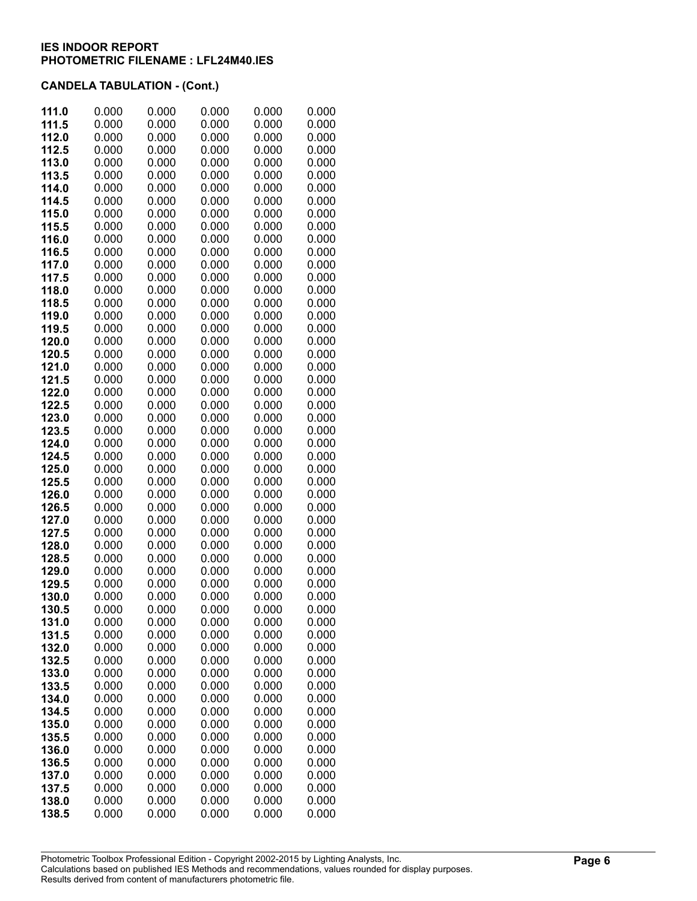**IES INDOOR REPORT**
**PHOTOMETRIC FILENAME : LFL24M40.IES**

**CANDELA TABULATION - (Cont.)**

| | | | | | |
|---|---|---|---|---|---|
| **111.0** | 0.000 | 0.000 | 0.000 | 0.000 | 0.000 |
| **111.5** | 0.000 | 0.000 | 0.000 | 0.000 | 0.000 |
| **112.0** | 0.000 | 0.000 | 0.000 | 0.000 | 0.000 |
| **112.5** | 0.000 | 0.000 | 0.000 | 0.000 | 0.000 |
| **113.0** | 0.000 | 0.000 | 0.000 | 0.000 | 0.000 |
| **113.5** | 0.000 | 0.000 | 0.000 | 0.000 | 0.000 |
| **114.0** | 0.000 | 0.000 | 0.000 | 0.000 | 0.000 |
| **114.5** | 0.000 | 0.000 | 0.000 | 0.000 | 0.000 |
| **115.0** | 0.000 | 0.000 | 0.000 | 0.000 | 0.000 |
| **115.5** | 0.000 | 0.000 | 0.000 | 0.000 | 0.000 |
| **116.0** | 0.000 | 0.000 | 0.000 | 0.000 | 0.000 |
| **116.5** | 0.000 | 0.000 | 0.000 | 0.000 | 0.000 |
| **117.0** | 0.000 | 0.000 | 0.000 | 0.000 | 0.000 |
| **117.5** | 0.000 | 0.000 | 0.000 | 0.000 | 0.000 |
| **118.0** | 0.000 | 0.000 | 0.000 | 0.000 | 0.000 |
| **118.5** | 0.000 | 0.000 | 0.000 | 0.000 | 0.000 |
| **119.0** | 0.000 | 0.000 | 0.000 | 0.000 | 0.000 |
| **119.5** | 0.000 | 0.000 | 0.000 | 0.000 | 0.000 |
| **120.0** | 0.000 | 0.000 | 0.000 | 0.000 | 0.000 |
| **120.5** | 0.000 | 0.000 | 0.000 | 0.000 | 0.000 |
| **121.0** | 0.000 | 0.000 | 0.000 | 0.000 | 0.000 |
| **121.5** | 0.000 | 0.000 | 0.000 | 0.000 | 0.000 |
| **122.0** | 0.000 | 0.000 | 0.000 | 0.000 | 0.000 |
| **122.5** | 0.000 | 0.000 | 0.000 | 0.000 | 0.000 |
| **123.0** | 0.000 | 0.000 | 0.000 | 0.000 | 0.000 |
| **123.5** | 0.000 | 0.000 | 0.000 | 0.000 | 0.000 |
| **124.0** | 0.000 | 0.000 | 0.000 | 0.000 | 0.000 |
| **124.5** | 0.000 | 0.000 | 0.000 | 0.000 | 0.000 |
| **125.0** | 0.000 | 0.000 | 0.000 | 0.000 | 0.000 |
| **125.5** | 0.000 | 0.000 | 0.000 | 0.000 | 0.000 |
| **126.0** | 0.000 | 0.000 | 0.000 | 0.000 | 0.000 |
| **126.5** | 0.000 | 0.000 | 0.000 | 0.000 | 0.000 |
| **127.0** | 0.000 | 0.000 | 0.000 | 0.000 | 0.000 |
| **127.5** | 0.000 | 0.000 | 0.000 | 0.000 | 0.000 |
| **128.0** | 0.000 | 0.000 | 0.000 | 0.000 | 0.000 |
| **128.5** | 0.000 | 0.000 | 0.000 | 0.000 | 0.000 |
| **129.0** | 0.000 | 0.000 | 0.000 | 0.000 | 0.000 |
| **129.5** | 0.000 | 0.000 | 0.000 | 0.000 | 0.000 |
| **130.0** | 0.000 | 0.000 | 0.000 | 0.000 | 0.000 |
| **130.5** | 0.000 | 0.000 | 0.000 | 0.000 | 0.000 |
| **131.0** | 0.000 | 0.000 | 0.000 | 0.000 | 0.000 |
| **131.5** | 0.000 | 0.000 | 0.000 | 0.000 | 0.000 |
| **132.0** | 0.000 | 0.000 | 0.000 | 0.000 | 0.000 |
| **132.5** | 0.000 | 0.000 | 0.000 | 0.000 | 0.000 |
| **133.0** | 0.000 | 0.000 | 0.000 | 0.000 | 0.000 |
| **133.5** | 0.000 | 0.000 | 0.000 | 0.000 | 0.000 |
| **134.0** | 0.000 | 0.000 | 0.000 | 0.000 | 0.000 |
| **134.5** | 0.000 | 0.000 | 0.000 | 0.000 | 0.000 |
| **135.0** | 0.000 | 0.000 | 0.000 | 0.000 | 0.000 |
| **135.5** | 0.000 | 0.000 | 0.000 | 0.000 | 0.000 |
| **136.0** | 0.000 | 0.000 | 0.000 | 0.000 | 0.000 |
| **136.5** | 0.000 | 0.000 | 0.000 | 0.000 | 0.000 |
| **137.0** | 0.000 | 0.000 | 0.000 | 0.000 | 0.000 |
| **137.5** | 0.000 | 0.000 | 0.000 | 0.000 | 0.000 |
| **138.0** | 0.000 | 0.000 | 0.000 | 0.000 | 0.000 |
| **138.5** | 0.000 | 0.000 | 0.000 | 0.000 | 0.000 |

Photometric Toolbox Professional Edition - Copyright 2002-2015 by Lighting Analysts, Inc.
Calculations based on published IES Methods and recommendations, values rounded for display purposes.
Results derived from content of manufacturers photometric file.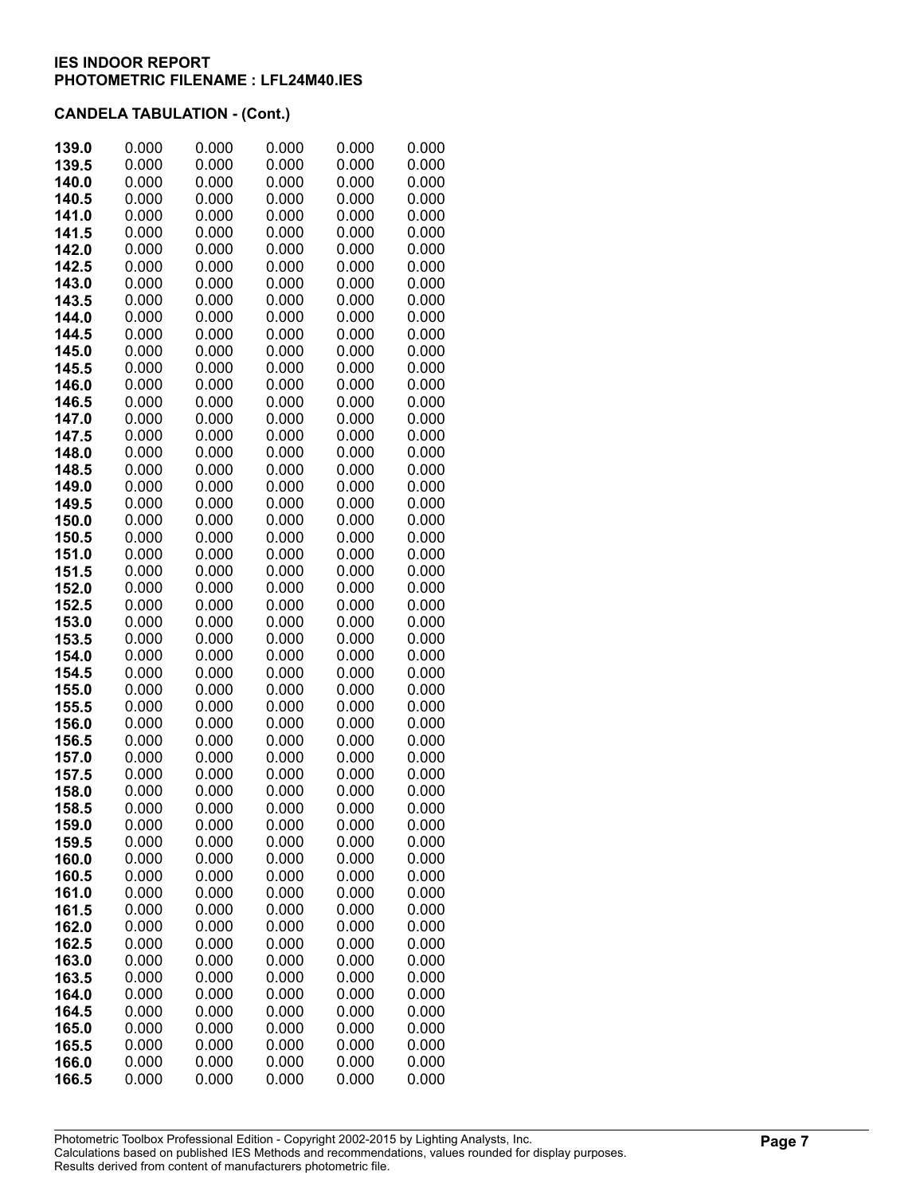**IES INDOOR REPORT**
**PHOTOMETRIC FILENAME : LFL24M40.IES**

**CANDELA TABULATION - (Cont.)**

| | | | | | |
|---|---|---|---|---|---|
| **139.0** | 0.000 | 0.000 | 0.000 | 0.000 | 0.000 |
| **139.5** | 0.000 | 0.000 | 0.000 | 0.000 | 0.000 |
| **140.0** | 0.000 | 0.000 | 0.000 | 0.000 | 0.000 |
| **140.5** | 0.000 | 0.000 | 0.000 | 0.000 | 0.000 |
| **141.0** | 0.000 | 0.000 | 0.000 | 0.000 | 0.000 |
| **141.5** | 0.000 | 0.000 | 0.000 | 0.000 | 0.000 |
| **142.0** | 0.000 | 0.000 | 0.000 | 0.000 | 0.000 |
| **142.5** | 0.000 | 0.000 | 0.000 | 0.000 | 0.000 |
| **143.0** | 0.000 | 0.000 | 0.000 | 0.000 | 0.000 |
| **143.5** | 0.000 | 0.000 | 0.000 | 0.000 | 0.000 |
| **144.0** | 0.000 | 0.000 | 0.000 | 0.000 | 0.000 |
| **144.5** | 0.000 | 0.000 | 0.000 | 0.000 | 0.000 |
| **145.0** | 0.000 | 0.000 | 0.000 | 0.000 | 0.000 |
| **145.5** | 0.000 | 0.000 | 0.000 | 0.000 | 0.000 |
| **146.0** | 0.000 | 0.000 | 0.000 | 0.000 | 0.000 |
| **146.5** | 0.000 | 0.000 | 0.000 | 0.000 | 0.000 |
| **147.0** | 0.000 | 0.000 | 0.000 | 0.000 | 0.000 |
| **147.5** | 0.000 | 0.000 | 0.000 | 0.000 | 0.000 |
| **148.0** | 0.000 | 0.000 | 0.000 | 0.000 | 0.000 |
| **148.5** | 0.000 | 0.000 | 0.000 | 0.000 | 0.000 |
| **149.0** | 0.000 | 0.000 | 0.000 | 0.000 | 0.000 |
| **149.5** | 0.000 | 0.000 | 0.000 | 0.000 | 0.000 |
| **150.0** | 0.000 | 0.000 | 0.000 | 0.000 | 0.000 |
| **150.5** | 0.000 | 0.000 | 0.000 | 0.000 | 0.000 |
| **151.0** | 0.000 | 0.000 | 0.000 | 0.000 | 0.000 |
| **151.5** | 0.000 | 0.000 | 0.000 | 0.000 | 0.000 |
| **152.0** | 0.000 | 0.000 | 0.000 | 0.000 | 0.000 |
| **152.5** | 0.000 | 0.000 | 0.000 | 0.000 | 0.000 |
| **153.0** | 0.000 | 0.000 | 0.000 | 0.000 | 0.000 |
| **153.5** | 0.000 | 0.000 | 0.000 | 0.000 | 0.000 |
| **154.0** | 0.000 | 0.000 | 0.000 | 0.000 | 0.000 |
| **154.5** | 0.000 | 0.000 | 0.000 | 0.000 | 0.000 |
| **155.0** | 0.000 | 0.000 | 0.000 | 0.000 | 0.000 |
| **155.5** | 0.000 | 0.000 | 0.000 | 0.000 | 0.000 |
| **156.0** | 0.000 | 0.000 | 0.000 | 0.000 | 0.000 |
| **156.5** | 0.000 | 0.000 | 0.000 | 0.000 | 0.000 |
| **157.0** | 0.000 | 0.000 | 0.000 | 0.000 | 0.000 |
| **157.5** | 0.000 | 0.000 | 0.000 | 0.000 | 0.000 |
| **158.0** | 0.000 | 0.000 | 0.000 | 0.000 | 0.000 |
| **158.5** | 0.000 | 0.000 | 0.000 | 0.000 | 0.000 |
| **159.0** | 0.000 | 0.000 | 0.000 | 0.000 | 0.000 |
| **159.5** | 0.000 | 0.000 | 0.000 | 0.000 | 0.000 |
| **160.0** | 0.000 | 0.000 | 0.000 | 0.000 | 0.000 |
| **160.5** | 0.000 | 0.000 | 0.000 | 0.000 | 0.000 |
| **161.0** | 0.000 | 0.000 | 0.000 | 0.000 | 0.000 |
| **161.5** | 0.000 | 0.000 | 0.000 | 0.000 | 0.000 |
| **162.0** | 0.000 | 0.000 | 0.000 | 0.000 | 0.000 |
| **162.5** | 0.000 | 0.000 | 0.000 | 0.000 | 0.000 |
| **163.0** | 0.000 | 0.000 | 0.000 | 0.000 | 0.000 |
| **163.5** | 0.000 | 0.000 | 0.000 | 0.000 | 0.000 |
| **164.0** | 0.000 | 0.000 | 0.000 | 0.000 | 0.000 |
| **164.5** | 0.000 | 0.000 | 0.000 | 0.000 | 0.000 |
| **165.0** | 0.000 | 0.000 | 0.000 | 0.000 | 0.000 |
| **165.5** | 0.000 | 0.000 | 0.000 | 0.000 | 0.000 |
| **166.0** | 0.000 | 0.000 | 0.000 | 0.000 | 0.000 |
| **166.5** | 0.000 | 0.000 | 0.000 | 0.000 | 0.000 |

Photometric Toolbox Professional Edition - Copyright 2002-2015 by Lighting Analysts, Inc.
Calculations based on published IES Methods and recommendations, values rounded for display purposes.
Results derived from content of manufacturers photometric file.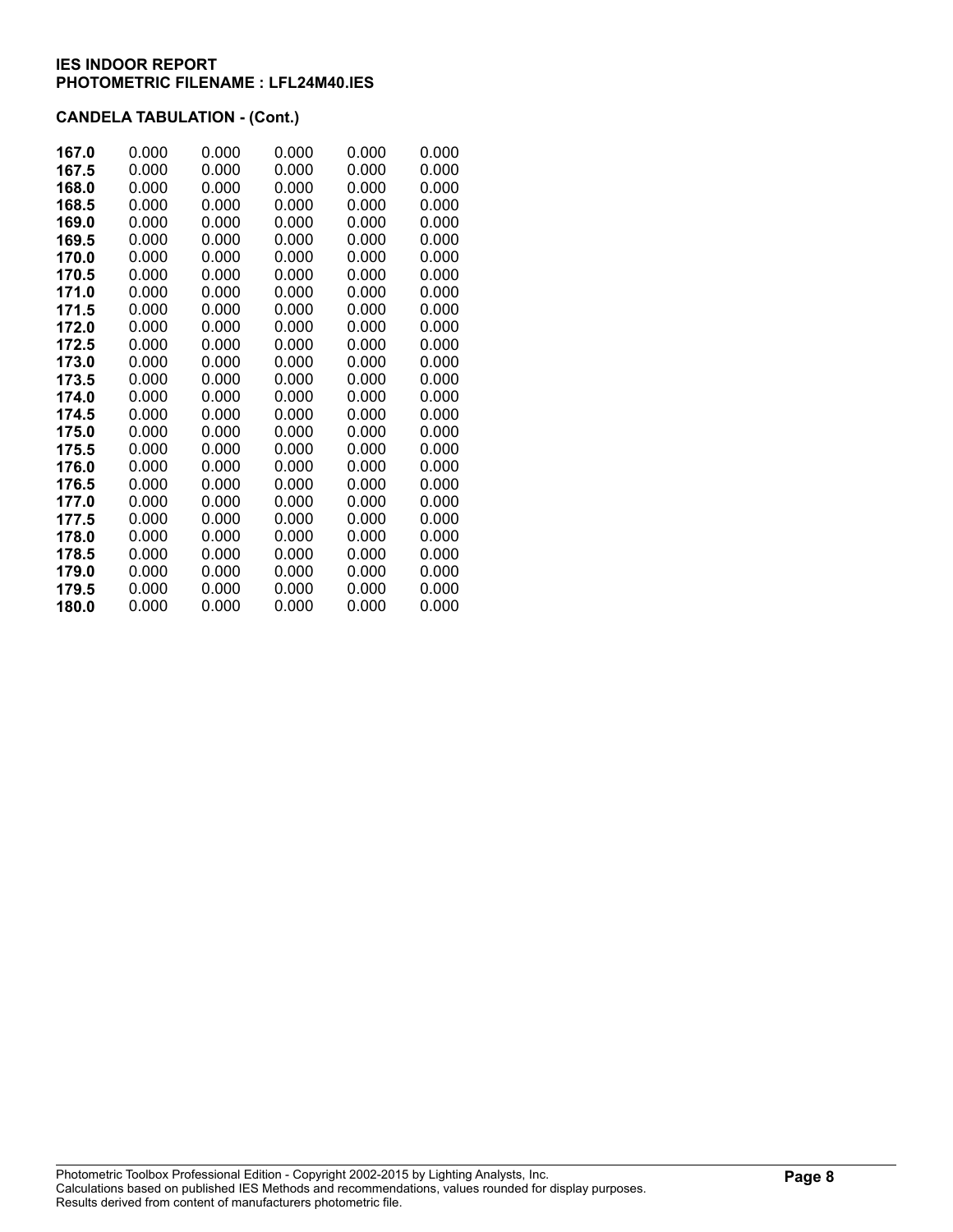**IES INDOOR REPORT**
**PHOTOMETRIC FILENAME : LFL24M40.IES**

**CANDELA TABULATION - (Cont.)**

| | | | | | |
|---|---|---|---|---|---|
| **167.0** | 0.000 | 0.000 | 0.000 | 0.000 | 0.000 |
| **167.5** | 0.000 | 0.000 | 0.000 | 0.000 | 0.000 |
| **168.0** | 0.000 | 0.000 | 0.000 | 0.000 | 0.000 |
| **168.5** | 0.000 | 0.000 | 0.000 | 0.000 | 0.000 |
| **169.0** | 0.000 | 0.000 | 0.000 | 0.000 | 0.000 |
| **169.5** | 0.000 | 0.000 | 0.000 | 0.000 | 0.000 |
| **170.0** | 0.000 | 0.000 | 0.000 | 0.000 | 0.000 |
| **170.5** | 0.000 | 0.000 | 0.000 | 0.000 | 0.000 |
| **171.0** | 0.000 | 0.000 | 0.000 | 0.000 | 0.000 |
| **171.5** | 0.000 | 0.000 | 0.000 | 0.000 | 0.000 |
| **172.0** | 0.000 | 0.000 | 0.000 | 0.000 | 0.000 |
| **172.5** | 0.000 | 0.000 | 0.000 | 0.000 | 0.000 |
| **173.0** | 0.000 | 0.000 | 0.000 | 0.000 | 0.000 |
| **173.5** | 0.000 | 0.000 | 0.000 | 0.000 | 0.000 |
| **174.0** | 0.000 | 0.000 | 0.000 | 0.000 | 0.000 |
| **174.5** | 0.000 | 0.000 | 0.000 | 0.000 | 0.000 |
| **175.0** | 0.000 | 0.000 | 0.000 | 0.000 | 0.000 |
| **175.5** | 0.000 | 0.000 | 0.000 | 0.000 | 0.000 |
| **176.0** | 0.000 | 0.000 | 0.000 | 0.000 | 0.000 |
| **176.5** | 0.000 | 0.000 | 0.000 | 0.000 | 0.000 |
| **177.0** | 0.000 | 0.000 | 0.000 | 0.000 | 0.000 |
| **177.5** | 0.000 | 0.000 | 0.000 | 0.000 | 0.000 |
| **178.0** | 0.000 | 0.000 | 0.000 | 0.000 | 0.000 |
| **178.5** | 0.000 | 0.000 | 0.000 | 0.000 | 0.000 |
| **179.0** | 0.000 | 0.000 | 0.000 | 0.000 | 0.000 |
| **179.5** | 0.000 | 0.000 | 0.000 | 0.000 | 0.000 |
| **180.0** | 0.000 | 0.000 | 0.000 | 0.000 | 0.000 |

Photometric Toolbox Professional Edition - Copyright 2002-2015 by Lighting Analysts, Inc.
Calculations based on published IES Methods and recommendations, values rounded for display purposes.
Results derived from content of manufacturers photometric file.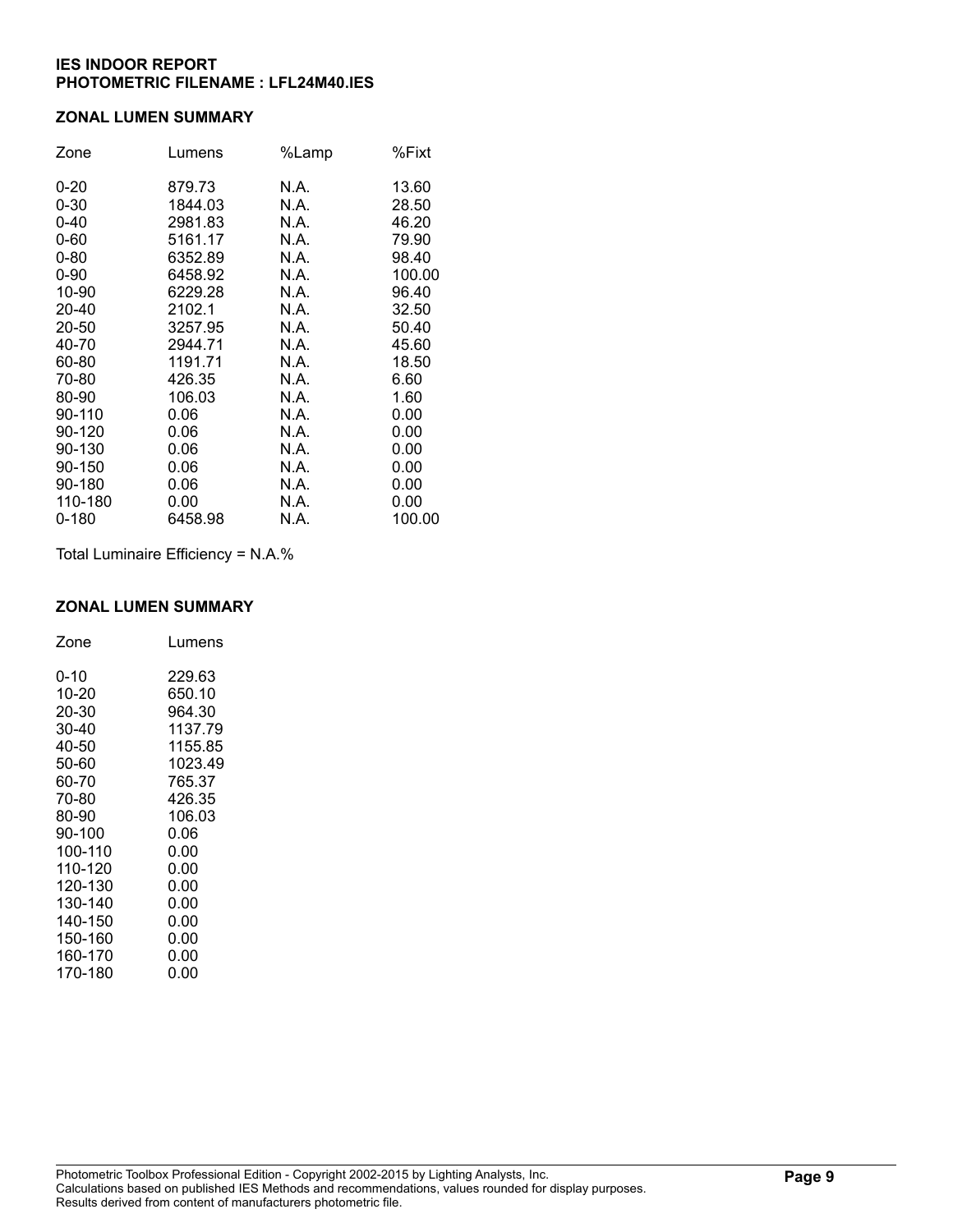**IES INDOOR REPORT**
**PHOTOMETRIC FILENAME : LFL24M40.IES**

## ZONAL LUMEN SUMMARY

| Zone | Lumens | %Lamp | %Fixt |
|---|---|---|---|
| 0-20 | 879.73 | N.A. | 13.60 |
| 0-30 | 1844.03 | N.A. | 28.50 |
| 0-40 | 2981.83 | N.A. | 46.20 |
| 0-60 | 5161.17 | N.A. | 79.90 |
| 0-80 | 6352.89 | N.A. | 98.40 |
| 0-90 | 6458.92 | N.A. | 100.00 |
| 10-90 | 6229.28 | N.A. | 96.40 |
| 20-40 | 2102.1 | N.A. | 32.50 |
| 20-50 | 3257.95 | N.A. | 50.40 |
| 40-70 | 2944.71 | N.A. | 45.60 |
| 60-80 | 1191.71 | N.A. | 18.50 |
| 70-80 | 426.35 | N.A. | 6.60 |
| 80-90 | 106.03 | N.A. | 1.60 |
| 90-110 | 0.06 | N.A. | 0.00 |
| 90-120 | 0.06 | N.A. | 0.00 |
| 90-130 | 0.06 | N.A. | 0.00 |
| 90-150 | 0.06 | N.A. | 0.00 |
| 90-180 | 0.06 | N.A. | 0.00 |
| 110-180 | 0.00 | N.A. | 0.00 |
| 0-180 | 6458.98 | N.A. | 100.00 |

Total Luminaire Efficiency = N.A.%

## ZONAL LUMEN SUMMARY

| Zone | Lumens |
|---|---|
| 0-10 | 229.63 |
| 10-20 | 650.10 |
| 20-30 | 964.30 |
| 30-40 | 1137.79 |
| 40-50 | 1155.85 |
| 50-60 | 1023.49 |
| 60-70 | 765.37 |
| 70-80 | 426.35 |
| 80-90 | 106.03 |
| 90-100 | 0.06 |
| 100-110 | 0.00 |
| 110-120 | 0.00 |
| 120-130 | 0.00 |
| 130-140 | 0.00 |
| 140-150 | 0.00 |
| 150-160 | 0.00 |
| 160-170 | 0.00 |
| 170-180 | 0.00 |

Photometric Toolbox Professional Edition - Copyright 2002-2015 by Lighting Analysts, Inc.
Calculations based on published IES Methods and recommendations, values rounded for display purposes.
Results derived from content of manufacturers photometric file.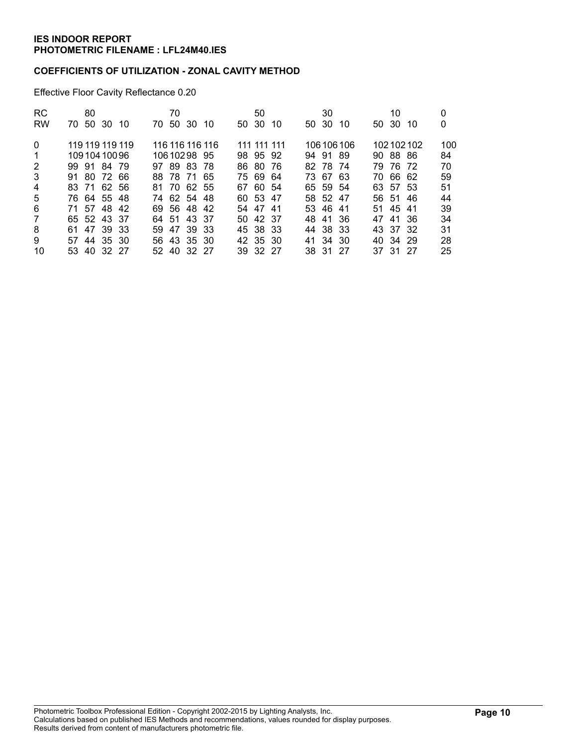**IES INDOOR REPORT**
**PHOTOMETRIC FILENAME : LFL24M40.IES**

**COEFFICIENTS OF UTILIZATION - ZONAL CAVITY METHOD**

Effective Floor Cavity Reflectance 0.20

| RC | 80 | | | | 70 | | | | 50 | | | 30 | | | 10 | | | 0 |
|---|---|---|---|---|---|---|---|---|---|---|---|---|---|---|---|---|---|---|
| RW | 70 | 50 | 30 | 10 | 70 | 50 | 30 | 10 | 50 | 30 | 10 | 50 | 30 | 10 | 50 | 30 | 10 | 0 |
| 0 | 119 | 119 | 119 | 119 | 116 | 116 | 116 | 116 | 111 | 111 | 111 | 106 | 106 | 106 | 102 | 102 | 102 | 100 |
| 1 | 109 | 104 | 100 | 96 | 106 | 102 | 98 | 95 | 98 | 95 | 92 | 94 | 91 | 89 | 90 | 88 | 86 | 84 |
| 2 | 99 | 91 | 84 | 79 | 97 | 89 | 83 | 78 | 86 | 80 | 76 | 82 | 78 | 74 | 79 | 76 | 72 | 70 |
| 3 | 91 | 80 | 72 | 66 | 88 | 78 | 71 | 65 | 75 | 69 | 64 | 73 | 67 | 63 | 70 | 66 | 62 | 59 |
| 4 | 83 | 71 | 62 | 56 | 81 | 70 | 62 | 55 | 67 | 60 | 54 | 65 | 59 | 54 | 63 | 57 | 53 | 51 |
| 5 | 76 | 64 | 55 | 48 | 74 | 62 | 54 | 48 | 60 | 53 | 47 | 58 | 52 | 47 | 56 | 51 | 46 | 44 |
| 6 | 71 | 57 | 48 | 42 | 69 | 56 | 48 | 42 | 54 | 47 | 41 | 53 | 46 | 41 | 51 | 45 | 41 | 39 |
| 7 | 65 | 52 | 43 | 37 | 64 | 51 | 43 | 37 | 50 | 42 | 37 | 48 | 41 | 36 | 47 | 41 | 36 | 34 |
| 8 | 61 | 47 | 39 | 33 | 59 | 47 | 39 | 33 | 45 | 38 | 33 | 44 | 38 | 33 | 43 | 37 | 32 | 31 |
| 9 | 57 | 44 | 35 | 30 | 56 | 43 | 35 | 30 | 42 | 35 | 30 | 41 | 34 | 30 | 40 | 34 | 29 | 28 |
| 10 | 53 | 40 | 32 | 27 | 52 | 40 | 32 | 27 | 39 | 32 | 27 | 38 | 31 | 27 | 37 | 31 | 27 | 25 |

Photometric Toolbox Professional Edition - Copyright 2002-2015 by Lighting Analysts, Inc.
Calculations based on published IES Methods and recommendations, values rounded for display purposes.
Results derived from content of manufacturers photometric file.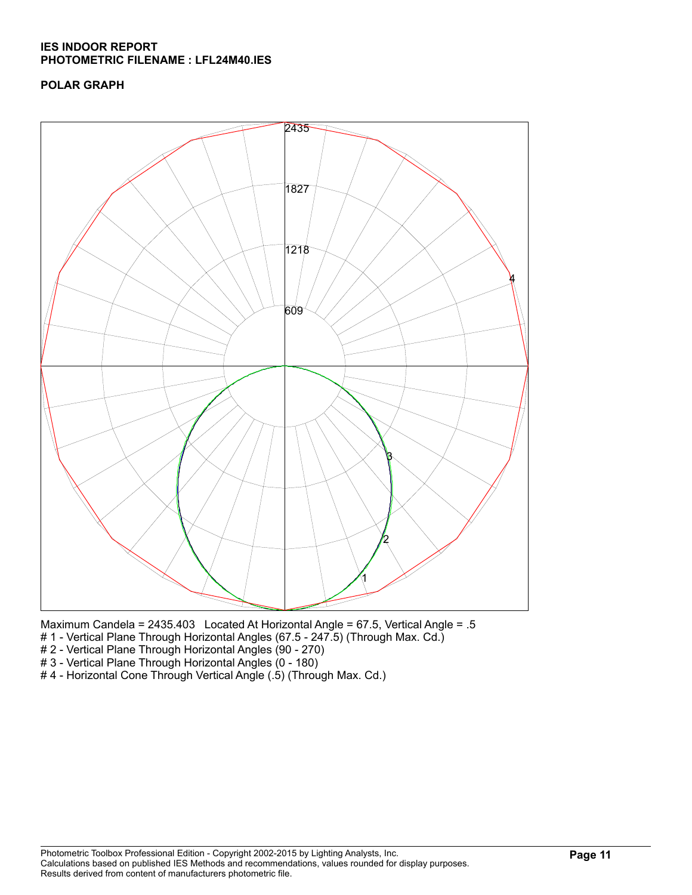**IES INDOOR REPORT**
**PHOTOMETRIC FILENAME : LFL24M40.IES**

**POLAR GRAPH**

2435
1827
1218
609
4
3
2
1

Maximum Candela = 2435.403 Located At Horizontal Angle = 67.5, Vertical Angle = .5

# 1 - Vertical Plane Through Horizontal Angles (67.5 - 247.5) (Through Max. Cd.)

# 2 - Vertical Plane Through Horizontal Angles (90 - 270)

# 3 - Vertical Plane Through Horizontal Angles (0 - 180)

# 4 - Horizontal Cone Through Vertical Angle (.5) (Through Max. Cd.)

Photometric Toolbox Professional Edition - Copyright 2002-2015 by Lighting Analysts, Inc.
Calculations based on published IES Methods and recommendations, values rounded for display purposes.
Results derived from content of manufacturers photometric file.